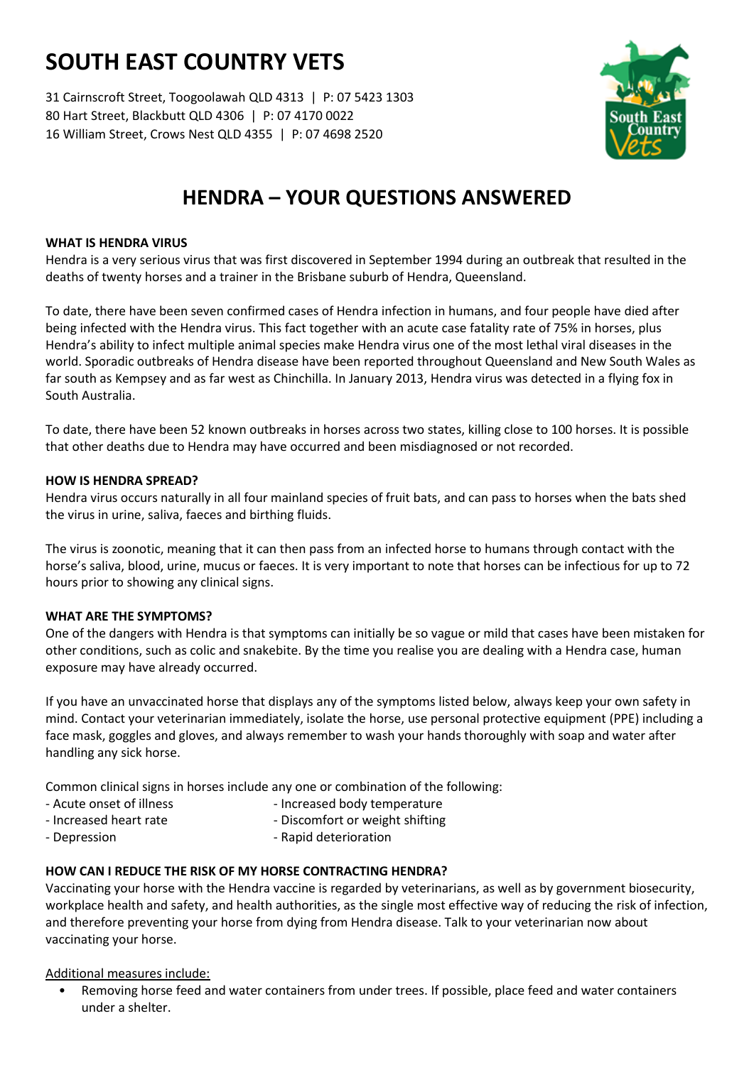# SOUTH EAST COUNTRY VETS

31 Cairnscroft Street, Toogoolawah QLD 4313 | P: 07 5423 1303
80 Hart Street, Blackbutt QLD 4306 | P: 07 4170 0022
16 William Street, Crows Nest QLD 4355 | P: 07 4698 2520

## HENDRA – YOUR QUESTIONS ANSWERED

### WHAT IS HENDRA VIRUS

Hendra is a very serious virus that was first discovered in September 1994 during an outbreak that resulted in the deaths of twenty horses and a trainer in the Brisbane suburb of Hendra, Queensland.

To date, there have been seven confirmed cases of Hendra infection in humans, and four people have died after being infected with the Hendra virus. This fact together with an acute case fatality rate of 75% in horses, plus Hendra's ability to infect multiple animal species make Hendra virus one of the most lethal viral diseases in the world. Sporadic outbreaks of Hendra disease have been reported throughout Queensland and New South Wales as far south as Kempsey and as far west as Chinchilla. In January 2013, Hendra virus was detected in a flying fox in South Australia.

To date, there have been 52 known outbreaks in horses across two states, killing close to 100 horses. It is possible that other deaths due to Hendra may have occurred and been misdiagnosed or not recorded.

### HOW IS HENDRA SPREAD?

Hendra virus occurs naturally in all four mainland species of fruit bats, and can pass to horses when the bats shed the virus in urine, saliva, faeces and birthing fluids.

The virus is zoonotic, meaning that it can then pass from an infected horse to humans through contact with the horse's saliva, blood, urine, mucus or faeces. It is very important to note that horses can be infectious for up to 72 hours prior to showing any clinical signs.

### WHAT ARE THE SYMPTOMS?

One of the dangers with Hendra is that symptoms can initially be so vague or mild that cases have been mistaken for other conditions, such as colic and snakebite. By the time you realise you are dealing with a Hendra case, human exposure may have already occurred.

If you have an unvaccinated horse that displays any of the symptoms listed below, always keep your own safety in mind. Contact your veterinarian immediately, isolate the horse, use personal protective equipment (PPE) including a face mask, goggles and gloves, and always remember to wash your hands thoroughly with soap and water after handling any sick horse.

Common clinical signs in horses include any one or combination of the following:

- Acute onset of illness
- Increased body temperature
- Increased heart rate
- Discomfort or weight shifting
- Depression
- Rapid deterioration

### HOW CAN I REDUCE THE RISK OF MY HORSE CONTRACTING HENDRA?

Vaccinating your horse with the Hendra vaccine is regarded by veterinarians, as well as by government biosecurity, workplace health and safety, and health authorities, as the single most effective way of reducing the risk of infection, and therefore preventing your horse from dying from Hendra disease. Talk to your veterinarian now about vaccinating your horse.

Additional measures include:

- Removing horse feed and water containers from under trees. If possible, place feed and water containers under a shelter.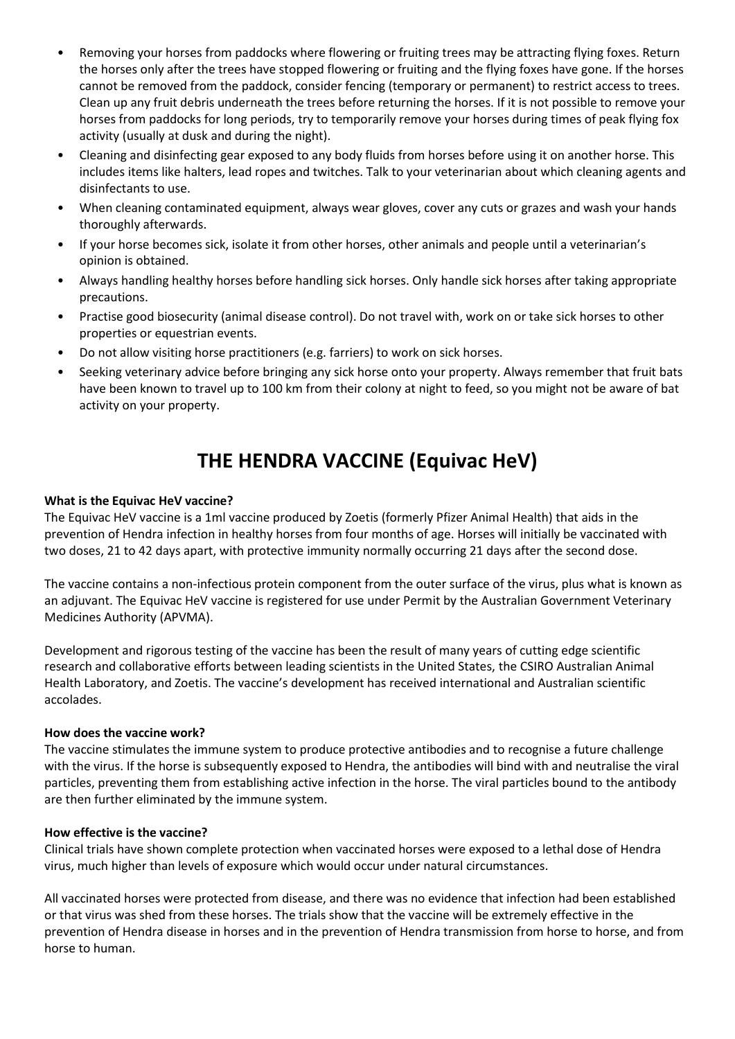- Removing your horses from paddocks where flowering or fruiting trees may be attracting flying foxes. Return the horses only after the trees have stopped flowering or fruiting and the flying foxes have gone. If the horses cannot be removed from the paddock, consider fencing (temporary or permanent) to restrict access to trees. Clean up any fruit debris underneath the trees before returning the horses. If it is not possible to remove your horses from paddocks for long periods, try to temporarily remove your horses during times of peak flying fox activity (usually at dusk and during the night).
- Cleaning and disinfecting gear exposed to any body fluids from horses before using it on another horse. This includes items like halters, lead ropes and twitches. Talk to your veterinarian about which cleaning agents and disinfectants to use.
- When cleaning contaminated equipment, always wear gloves, cover any cuts or grazes and wash your hands thoroughly afterwards.
- If your horse becomes sick, isolate it from other horses, other animals and people until a veterinarian's opinion is obtained.
- Always handling healthy horses before handling sick horses. Only handle sick horses after taking appropriate precautions.
- Practise good biosecurity (animal disease control). Do not travel with, work on or take sick horses to other properties or equestrian events.
- Do not allow visiting horse practitioners (e.g. farriers) to work on sick horses.
- Seeking veterinary advice before bringing any sick horse onto your property. Always remember that fruit bats have been known to travel up to 100 km from their colony at night to feed, so you might not be aware of bat activity on your property.

# THE HENDRA VACCINE (Equivac HeV)

**What is the Equivac HeV vaccine?**

The Equivac HeV vaccine is a 1ml vaccine produced by Zoetis (formerly Pfizer Animal Health) that aids in the prevention of Hendra infection in healthy horses from four months of age. Horses will initially be vaccinated with two doses, 21 to 42 days apart, with protective immunity normally occurring 21 days after the second dose.

The vaccine contains a non-infectious protein component from the outer surface of the virus, plus what is known as an adjuvant. The Equivac HeV vaccine is registered for use under Permit by the Australian Government Veterinary Medicines Authority (APVMA).

Development and rigorous testing of the vaccine has been the result of many years of cutting edge scientific research and collaborative efforts between leading scientists in the United States, the CSIRO Australian Animal Health Laboratory, and Zoetis. The vaccine's development has received international and Australian scientific accolades.

**How does the vaccine work?**

The vaccine stimulates the immune system to produce protective antibodies and to recognise a future challenge with the virus. If the horse is subsequently exposed to Hendra, the antibodies will bind with and neutralise the viral particles, preventing them from establishing active infection in the horse. The viral particles bound to the antibody are then further eliminated by the immune system.

**How effective is the vaccine?**

Clinical trials have shown complete protection when vaccinated horses were exposed to a lethal dose of Hendra virus, much higher than levels of exposure which would occur under natural circumstances.

All vaccinated horses were protected from disease, and there was no evidence that infection had been established or that virus was shed from these horses. The trials show that the vaccine will be extremely effective in the prevention of Hendra disease in horses and in the prevention of Hendra transmission from horse to horse, and from horse to human.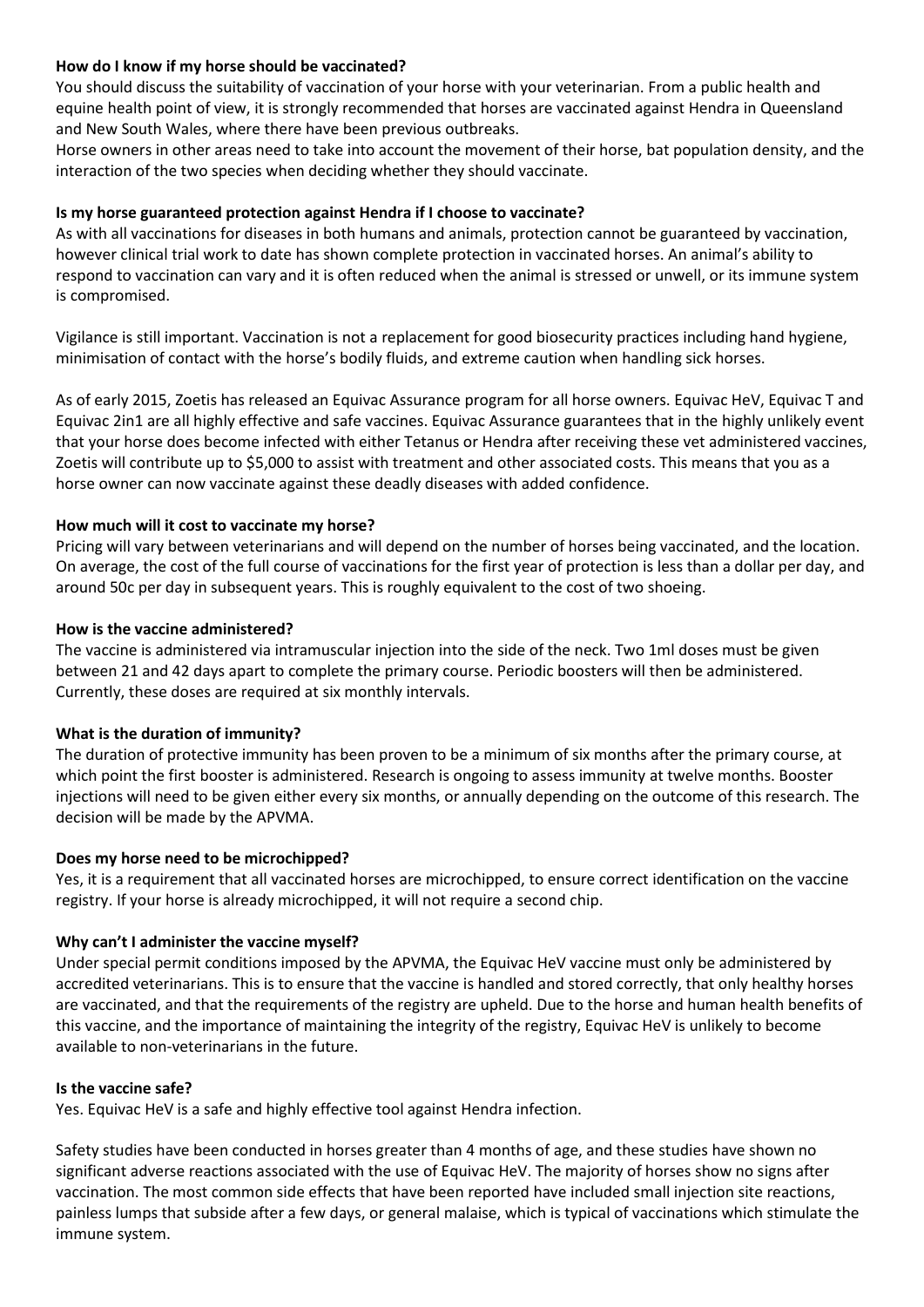**How do I know if my horse should be vaccinated?**

You should discuss the suitability of vaccination of your horse with your veterinarian. From a public health and equine health point of view, it is strongly recommended that horses are vaccinated against Hendra in Queensland and New South Wales, where there have been previous outbreaks.

Horse owners in other areas need to take into account the movement of their horse, bat population density, and the interaction of the two species when deciding whether they should vaccinate.

**Is my horse guaranteed protection against Hendra if I choose to vaccinate?**

As with all vaccinations for diseases in both humans and animals, protection cannot be guaranteed by vaccination, however clinical trial work to date has shown complete protection in vaccinated horses. An animal's ability to respond to vaccination can vary and it is often reduced when the animal is stressed or unwell, or its immune system is compromised.

Vigilance is still important. Vaccination is not a replacement for good biosecurity practices including hand hygiene, minimisation of contact with the horse's bodily fluids, and extreme caution when handling sick horses.

As of early 2015, Zoetis has released an Equivac Assurance program for all horse owners. Equivac HeV, Equivac T and Equivac 2in1 are all highly effective and safe vaccines. Equivac Assurance guarantees that in the highly unlikely event that your horse does become infected with either Tetanus or Hendra after receiving these vet administered vaccines, Zoetis will contribute up to $5,000 to assist with treatment and other associated costs. This means that you as a horse owner can now vaccinate against these deadly diseases with added confidence.

**How much will it cost to vaccinate my horse?**

Pricing will vary between veterinarians and will depend on the number of horses being vaccinated, and the location. On average, the cost of the full course of vaccinations for the first year of protection is less than a dollar per day, and around 50c per day in subsequent years. This is roughly equivalent to the cost of two shoeing.

**How is the vaccine administered?**

The vaccine is administered via intramuscular injection into the side of the neck. Two 1ml doses must be given between 21 and 42 days apart to complete the primary course. Periodic boosters will then be administered. Currently, these doses are required at six monthly intervals.

**What is the duration of immunity?**

The duration of protective immunity has been proven to be a minimum of six months after the primary course, at which point the first booster is administered. Research is ongoing to assess immunity at twelve months. Booster injections will need to be given either every six months, or annually depending on the outcome of this research. The decision will be made by the APVMA.

**Does my horse need to be microchipped?**

Yes, it is a requirement that all vaccinated horses are microchipped, to ensure correct identification on the vaccine registry. If your horse is already microchipped, it will not require a second chip.

**Why can't I administer the vaccine myself?**

Under special permit conditions imposed by the APVMA, the Equivac HeV vaccine must only be administered by accredited veterinarians. This is to ensure that the vaccine is handled and stored correctly, that only healthy horses are vaccinated, and that the requirements of the registry are upheld. Due to the horse and human health benefits of this vaccine, and the importance of maintaining the integrity of the registry, Equivac HeV is unlikely to become available to non-veterinarians in the future.

**Is the vaccine safe?**

Yes. Equivac HeV is a safe and highly effective tool against Hendra infection.

Safety studies have been conducted in horses greater than 4 months of age, and these studies have shown no significant adverse reactions associated with the use of Equivac HeV. The majority of horses show no signs after vaccination. The most common side effects that have been reported have included small injection site reactions, painless lumps that subside after a few days, or general malaise, which is typical of vaccinations which stimulate the immune system.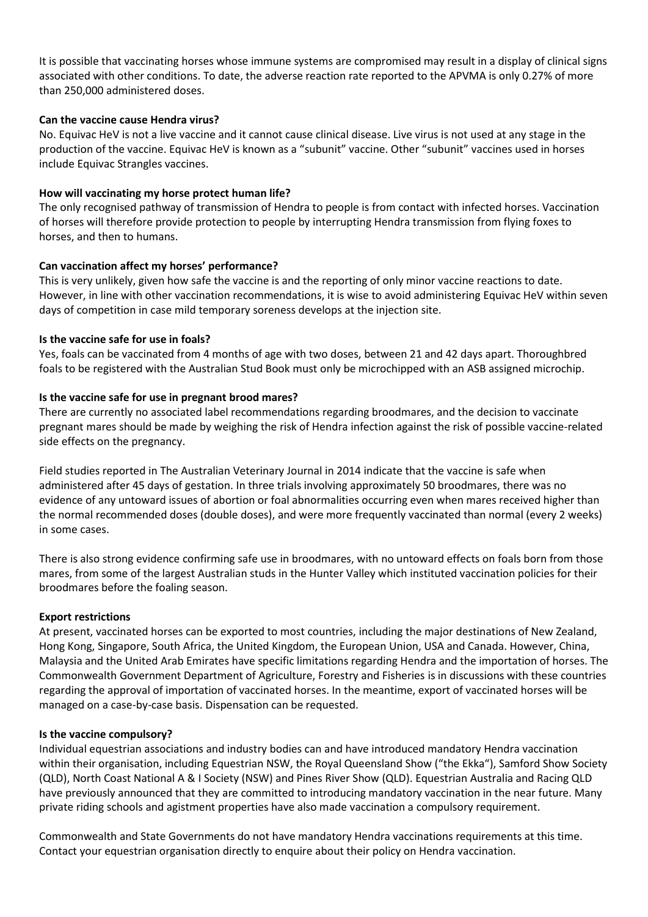It is possible that vaccinating horses whose immune systems are compromised may result in a display of clinical signs associated with other conditions. To date, the adverse reaction rate reported to the APVMA is only 0.27% of more than 250,000 administered doses.

**Can the vaccine cause Hendra virus?**

No. Equivac HeV is not a live vaccine and it cannot cause clinical disease. Live virus is not used at any stage in the production of the vaccine. Equivac HeV is known as a "subunit" vaccine. Other "subunit" vaccines used in horses include Equivac Strangles vaccines.

**How will vaccinating my horse protect human life?**

The only recognised pathway of transmission of Hendra to people is from contact with infected horses. Vaccination of horses will therefore provide protection to people by interrupting Hendra transmission from flying foxes to horses, and then to humans.

**Can vaccination affect my horses' performance?**

This is very unlikely, given how safe the vaccine is and the reporting of only minor vaccine reactions to date. However, in line with other vaccination recommendations, it is wise to avoid administering Equivac HeV within seven days of competition in case mild temporary soreness develops at the injection site.

**Is the vaccine safe for use in foals?**

Yes, foals can be vaccinated from 4 months of age with two doses, between 21 and 42 days apart. Thoroughbred foals to be registered with the Australian Stud Book must only be microchipped with an ASB assigned microchip.

**Is the vaccine safe for use in pregnant brood mares?**

There are currently no associated label recommendations regarding broodmares, and the decision to vaccinate pregnant mares should be made by weighing the risk of Hendra infection against the risk of possible vaccine-related side effects on the pregnancy.

Field studies reported in The Australian Veterinary Journal in 2014 indicate that the vaccine is safe when administered after 45 days of gestation. In three trials involving approximately 50 broodmares, there was no evidence of any untoward issues of abortion or foal abnormalities occurring even when mares received higher than the normal recommended doses (double doses), and were more frequently vaccinated than normal (every 2 weeks) in some cases.

There is also strong evidence confirming safe use in broodmares, with no untoward effects on foals born from those mares, from some of the largest Australian studs in the Hunter Valley which instituted vaccination policies for their broodmares before the foaling season.

**Export restrictions**

At present, vaccinated horses can be exported to most countries, including the major destinations of New Zealand, Hong Kong, Singapore, South Africa, the United Kingdom, the European Union, USA and Canada. However, China, Malaysia and the United Arab Emirates have specific limitations regarding Hendra and the importation of horses. The Commonwealth Government Department of Agriculture, Forestry and Fisheries is in discussions with these countries regarding the approval of importation of vaccinated horses. In the meantime, export of vaccinated horses will be managed on a case-by-case basis. Dispensation can be requested.

**Is the vaccine compulsory?**

Individual equestrian associations and industry bodies can and have introduced mandatory Hendra vaccination within their organisation, including Equestrian NSW, the Royal Queensland Show ("the Ekka"), Samford Show Society (QLD), North Coast National A & I Society (NSW) and Pines River Show (QLD). Equestrian Australia and Racing QLD have previously announced that they are committed to introducing mandatory vaccination in the near future. Many private riding schools and agistment properties have also made vaccination a compulsory requirement.

Commonwealth and State Governments do not have mandatory Hendra vaccinations requirements at this time. Contact your equestrian organisation directly to enquire about their policy on Hendra vaccination.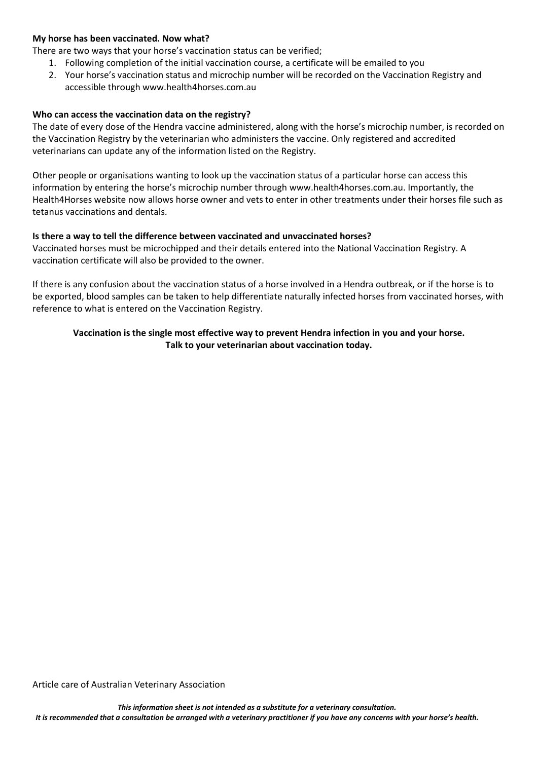**My horse has been vaccinated. Now what?**

There are two ways that your horse's vaccination status can be verified;

1. Following completion of the initial vaccination course, a certificate will be emailed to you
2. Your horse's vaccination status and microchip number will be recorded on the Vaccination Registry and accessible through www.health4horses.com.au

**Who can access the vaccination data on the registry?**

The date of every dose of the Hendra vaccine administered, along with the horse's microchip number, is recorded on the Vaccination Registry by the veterinarian who administers the vaccine. Only registered and accredited veterinarians can update any of the information listed on the Registry.

Other people or organisations wanting to look up the vaccination status of a particular horse can access this information by entering the horse's microchip number through www.health4horses.com.au. Importantly, the Health4Horses website now allows horse owner and vets to enter in other treatments under their horses file such as tetanus vaccinations and dentals.

**Is there a way to tell the difference between vaccinated and unvaccinated horses?**

Vaccinated horses must be microchipped and their details entered into the National Vaccination Registry. A vaccination certificate will also be provided to the owner.

If there is any confusion about the vaccination status of a horse involved in a Hendra outbreak, or if the horse is to be exported, blood samples can be taken to help differentiate naturally infected horses from vaccinated horses, with reference to what is entered on the Vaccination Registry.

**Vaccination is the single most effective way to prevent Hendra infection in you and your horse.**
**Talk to your veterinarian about vaccination today.**

Article care of Australian Veterinary Association

***This information sheet is not intended as a substitute for a veterinary consultation.***
***It is recommended that a consultation be arranged with a veterinary practitioner if you have any concerns with your horse's health.***